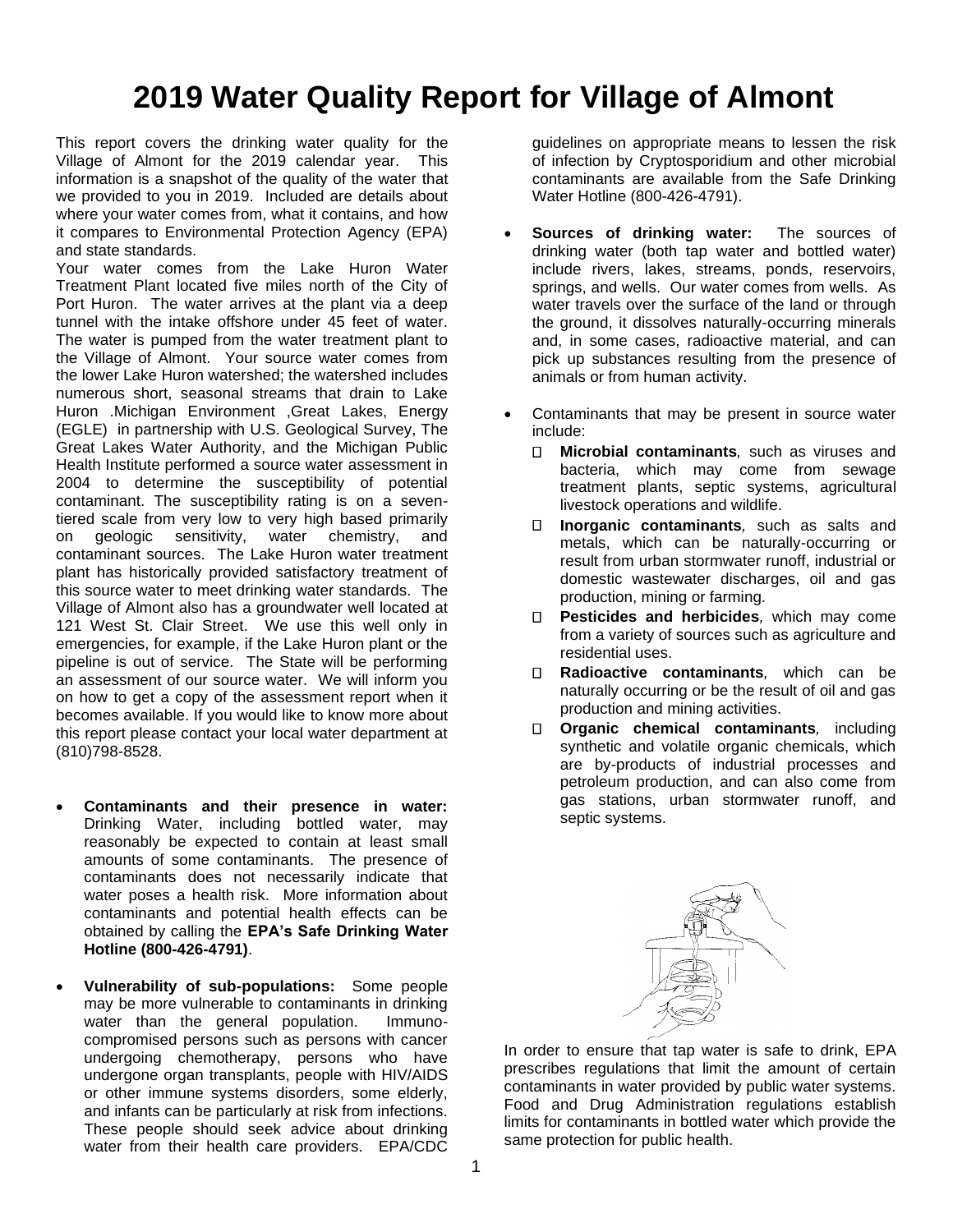# 2019 Water Quality Report for Village of Almont

This report covers the drinking water quality for the Village of Almont for the 2019 calendar year. This information is a snapshot of the quality of the water that we provided to you in 2019. Included are details about where your water comes from, what it contains, and how it compares to Environmental Protection Agency (EPA) and state standards.

Your water comes from the Lake Huron Water Treatment Plant located five miles north of the City of Port Huron. The water arrives at the plant via a deep tunnel with the intake offshore under 45 feet of water. The water is pumped from the water treatment plant to the Village of Almont. Your source water comes from the lower Lake Huron watershed; the watershed includes numerous short, seasonal streams that drain to Lake Huron .Michigan Environment ,Great Lakes, Energy (EGLE) in partnership with U.S. Geological Survey, The Great Lakes Water Authority, and the Michigan Public Health Institute performed a source water assessment in 2004 to determine the susceptibility of potential contaminant. The susceptibility rating is on a seven-tiered scale from very low to very high based primarily on geologic sensitivity, water chemistry, and contaminant sources. The Lake Huron water treatment plant has historically provided satisfactory treatment of this source water to meet drinking water standards. The Village of Almont also has a groundwater well located at 121 West St. Clair Street. We use this well only in emergencies, for example, if the Lake Huron plant or the pipeline is out of service. The State will be performing an assessment of our source water. We will inform you on how to get a copy of the assessment report when it becomes available. If you would like to know more about this report please contact your local water department at (810)798-8528.

- **Contaminants and their presence in water:** Drinking Water, including bottled water, may reasonably be expected to contain at least small amounts of some contaminants. The presence of contaminants does not necessarily indicate that water poses a health risk. More information about contaminants and potential health effects can be obtained by calling the **EPA's Safe Drinking Water Hotline (800-426-4791)**.
- **Vulnerability of sub-populations:** Some people may be more vulnerable to contaminants in drinking water than the general population. Immuno-compromised persons such as persons with cancer undergoing chemotherapy, persons who have undergone organ transplants, people with HIV/AIDS or other immune systems disorders, some elderly, and infants can be particularly at risk from infections. These people should seek advice about drinking water from their health care providers. EPA/CDC guidelines on appropriate means to lessen the risk of infection by Cryptosporidium and other microbial contaminants are available from the Safe Drinking Water Hotline (800-426-4791).
- **Sources of drinking water:** The sources of drinking water (both tap water and bottled water) include rivers, lakes, streams, ponds, reservoirs, springs, and wells. Our water comes from wells. As water travels over the surface of the land or through the ground, it dissolves naturally-occurring minerals and, in some cases, radioactive material, and can pick up substances resulting from the presence of animals or from human activity.
- Contaminants that may be present in source water include:
  - **Microbial contaminants**, such as viruses and bacteria, which may come from sewage treatment plants, septic systems, agricultural livestock operations and wildlife.
  - **Inorganic contaminants**, such as salts and metals, which can be naturally-occurring or result from urban stormwater runoff, industrial or domestic wastewater discharges, oil and gas production, mining or farming.
  - **Pesticides and herbicides**, which may come from a variety of sources such as agriculture and residential uses.
  - **Radioactive contaminants**, which can be naturally occurring or be the result of oil and gas production and mining activities.
  - **Organic chemical contaminants**, including synthetic and volatile organic chemicals, which are by-products of industrial processes and petroleum production, and can also come from gas stations, urban stormwater runoff, and septic systems.

In order to ensure that tap water is safe to drink, EPA prescribes regulations that limit the amount of certain contaminants in water provided by public water systems. Food and Drug Administration regulations establish limits for contaminants in bottled water which provide the same protection for public health.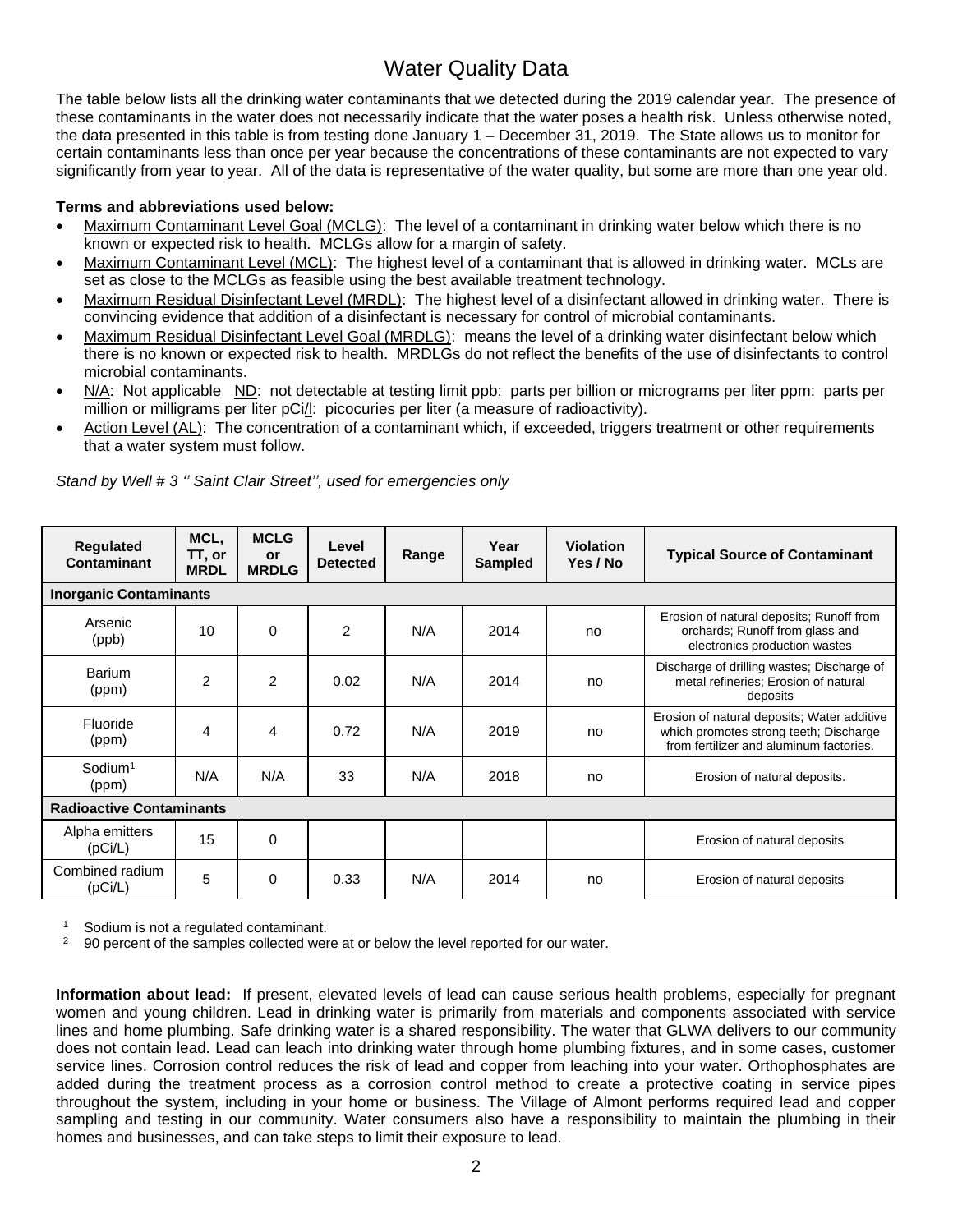# Water Quality Data

The table below lists all the drinking water contaminants that we detected during the 2019 calendar year. The presence of these contaminants in the water does not necessarily indicate that the water poses a health risk. Unless otherwise noted, the data presented in this table is from testing done January 1 – December 31, 2019. The State allows us to monitor for certain contaminants less than once per year because the concentrations of these contaminants are not expected to vary significantly from year to year. All of the data is representative of the water quality, but some are more than one year old.

**Terms and abbreviations used below:**

- Maximum Contaminant Level Goal (MCLG): The level of a contaminant in drinking water below which there is no known or expected risk to health. MCLGs allow for a margin of safety.
- Maximum Contaminant Level (MCL): The highest level of a contaminant that is allowed in drinking water. MCLs are set as close to the MCLGs as feasible using the best available treatment technology.
- Maximum Residual Disinfectant Level (MRDL): The highest level of a disinfectant allowed in drinking water. There is convincing evidence that addition of a disinfectant is necessary for control of microbial contaminants.
- Maximum Residual Disinfectant Level Goal (MRDLG): means the level of a drinking water disinfectant below which there is no known or expected risk to health. MRDLGs do not reflect the benefits of the use of disinfectants to control microbial contaminants.
- N/A: Not applicable ND: not detectable at testing limit ppb: parts per billion or micrograms per liter ppm: parts per million or milligrams per liter pCi/l: picocuries per liter (a measure of radioactivity).
- Action Level (AL): The concentration of a contaminant which, if exceeded, triggers treatment or other requirements that a water system must follow.

*Stand by Well # 3 '' Saint Clair Street'', used for emergencies only*

| Regulated Contaminant | MCL, TT, or MRDL | MCLG or MRDLG | Level Detected | Range | Year Sampled | Violation Yes / No | Typical Source of Contaminant |
|---|---|---|---|---|---|---|---|
| **Inorganic Contaminants** | | | | | | | |
| Arsenic (ppb) | 10 | 0 | 2 | N/A | 2014 | no | Erosion of natural deposits; Runoff from orchards; Runoff from glass and electronics production wastes |
| Barium (ppm) | 2 | 2 | 0.02 | N/A | 2014 | no | Discharge of drilling wastes; Discharge of metal refineries; Erosion of natural deposits |
| Fluoride (ppm) | 4 | 4 | 0.72 | N/A | 2019 | no | Erosion of natural deposits; Water additive which promotes strong teeth; Discharge from fertilizer and aluminum factories. |
| Sodium[1] (ppm) | N/A | N/A | 33 | N/A | 2018 | no | Erosion of natural deposits. |
| **Radioactive Contaminants** | | | | | | | |
| Alpha emitters (pCi/L) | 15 | 0 | | | | | Erosion of natural deposits |
| Combined radium (pCi/L) | 5 | 0 | 0.33 | N/A | 2014 | no | Erosion of natural deposits |

[1] Sodium is not a regulated contaminant.
[2] 90 percent of the samples collected were at or below the level reported for our water.

**Information about lead:** If present, elevated levels of lead can cause serious health problems, especially for pregnant women and young children. Lead in drinking water is primarily from materials and components associated with service lines and home plumbing. Safe drinking water is a shared responsibility. The water that GLWA delivers to our community does not contain lead. Lead can leach into drinking water through home plumbing fixtures, and in some cases, customer service lines. Corrosion control reduces the risk of lead and copper from leaching into your water. Orthophosphates are added during the treatment process as a corrosion control method to create a protective coating in service pipes throughout the system, including in your home or business. The Village of Almont performs required lead and copper sampling and testing in our community. Water consumers also have a responsibility to maintain the plumbing in their homes and businesses, and can take steps to limit their exposure to lead.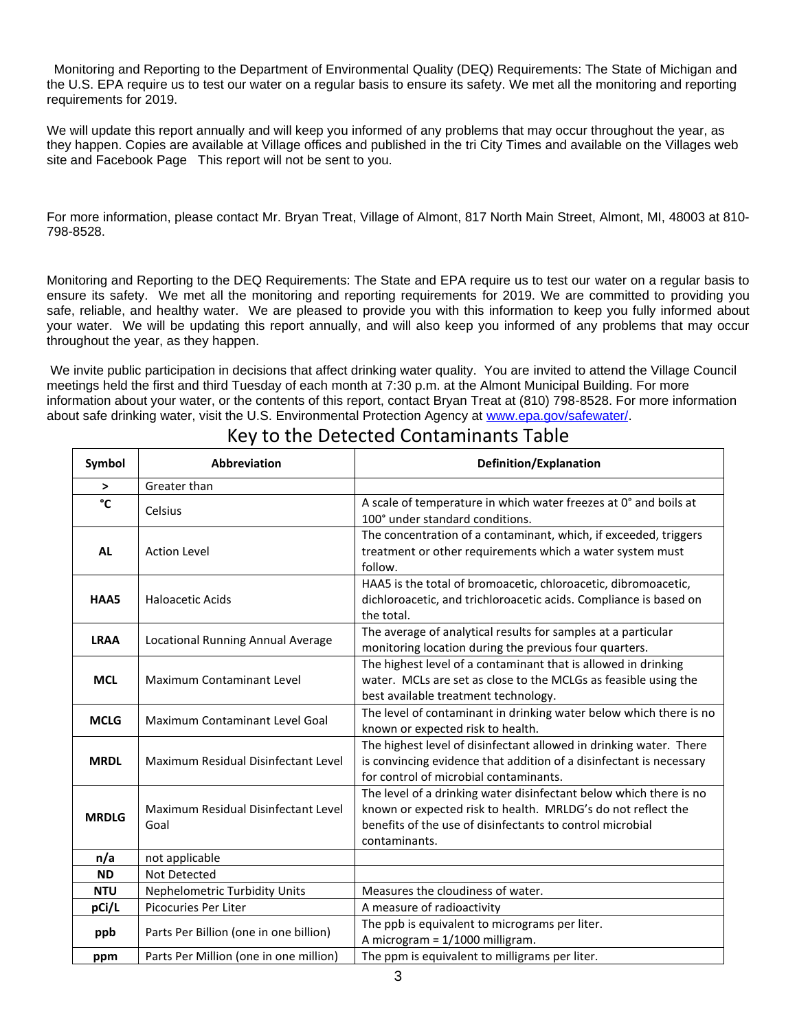Monitoring and Reporting to the Department of Environmental Quality (DEQ) Requirements: The State of Michigan and the U.S. EPA require us to test our water on a regular basis to ensure its safety. We met all the monitoring and reporting requirements for 2019.

We will update this report annually and will keep you informed of any problems that may occur throughout the year, as they happen. Copies are available at Village offices and published in the tri City Times and available on the Villages web site and Facebook Page   This report will not be sent to you.

For more information, please contact Mr. Bryan Treat, Village of Almont, 817 North Main Street, Almont, MI, 48003 at 810-798-8528.

Monitoring and Reporting to the DEQ Requirements: The State and EPA require us to test our water on a regular basis to ensure its safety. We met all the monitoring and reporting requirements for 2019. We are committed to providing you safe, reliable, and healthy water. We are pleased to provide you with this information to keep you fully informed about your water. We will be updating this report annually, and will also keep you informed of any problems that may occur throughout the year, as they happen.

We invite public participation in decisions that affect drinking water quality. You are invited to attend the Village Council meetings held the first and third Tuesday of each month at 7:30 p.m. at the Almont Municipal Building. For more information about your water, or the contents of this report, contact Bryan Treat at (810) 798-8528. For more information about safe drinking water, visit the U.S. Environmental Protection Agency at www.epa.gov/safewater/.

## Key to the Detected Contaminants Table

| Symbol | Abbreviation | Definition/Explanation |
|---|---|---|
| > | Greater than | |
| °C | Celsius | A scale of temperature in which water freezes at 0° and boils at 100° under standard conditions. |
| AL | Action Level | The concentration of a contaminant, which, if exceeded, triggers treatment or other requirements which a water system must follow. |
| HAA5 | Haloacetic Acids | HAA5 is the total of bromoacetic, chloroacetic, dibromoacetic, dichloroacetic, and trichloroacetic acids. Compliance is based on the total. |
| LRAA | Locational Running Annual Average | The average of analytical results for samples at a particular monitoring location during the previous four quarters. |
| MCL | Maximum Contaminant Level | The highest level of a contaminant that is allowed in drinking water. MCLs are set as close to the MCLGs as feasible using the best available treatment technology. |
| MCLG | Maximum Contaminant Level Goal | The level of contaminant in drinking water below which there is no known or expected risk to health. |
| MRDL | Maximum Residual Disinfectant Level | The highest level of disinfectant allowed in drinking water. There is convincing evidence that addition of a disinfectant is necessary for control of microbial contaminants. |
| MRDLG | Maximum Residual Disinfectant Level Goal | The level of a drinking water disinfectant below which there is no known or expected risk to health. MRLDG's do not reflect the benefits of the use of disinfectants to control microbial contaminants. |
| n/a | not applicable | |
| ND | Not Detected | |
| NTU | Nephelometric Turbidity Units | Measures the cloudiness of water. |
| pCi/L | Picocuries Per Liter | A measure of radioactivity |
| ppb | Parts Per Billion (one in one billion) | The ppb is equivalent to micrograms per liter. A microgram = 1/1000 milligram. |
| ppm | Parts Per Million (one in one million) | The ppm is equivalent to milligrams per liter. |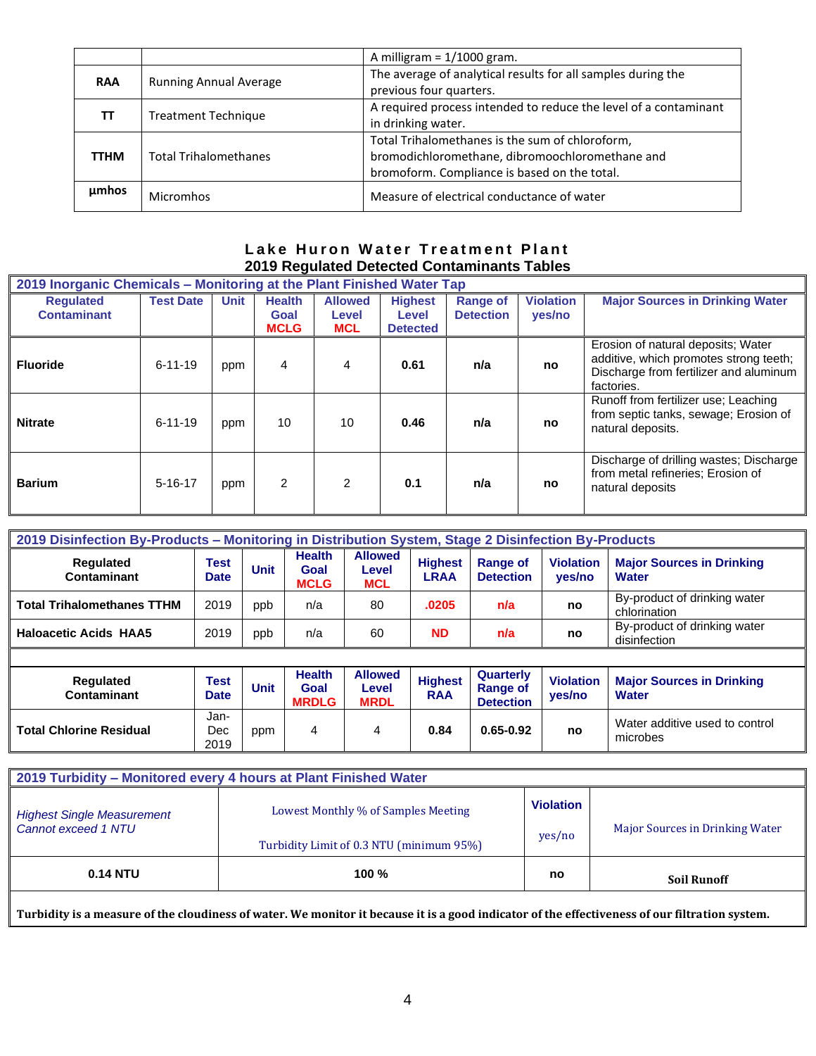| | | |
|---|---|---|
| | | A milligram = 1/1000 gram. |
| **RAA** | Running Annual Average | The average of analytical results for all samples during the previous four quarters. |
| **TT** | Treatment Technique | A required process intended to reduce the level of a contaminant in drinking water. |
| **TTHM** | Total Trihalomethanes | Total Trihalomethanes is the sum of chloroform, bromodichloromethane, dibromoochloromethane and bromoform. Compliance is based on the total. |
| **µmhos** | Micromhos | Measure of electrical conductance of water |

## Lake Huron Water Treatment Plant

### 2019 Regulated Detected Contaminants Tables

**2019 Inorganic Chemicals – Monitoring at the Plant Finished Water Tap**

| Regulated Contaminant | Test Date | Unit | Health Goal MCLG | Allowed Level MCL | Highest Level Detected | Range of Detection | Violation yes/no | Major Sources in Drinking Water |
|---|---|---|---|---|---|---|---|---|
| **Fluoride** | 6-11-19 | ppm | 4 | 4 | **0.61** | **n/a** | **no** | Erosion of natural deposits; Water additive, which promotes strong teeth; Discharge from fertilizer and aluminum factories. |
| **Nitrate** | 6-11-19 | ppm | 10 | 10 | **0.46** | **n/a** | **no** | Runoff from fertilizer use; Leaching from septic tanks, sewage; Erosion of natural deposits. |
| **Barium** | 5-16-17 | ppm | 2 | 2 | **0.1** | **n/a** | **no** | Discharge of drilling wastes; Discharge from metal refineries; Erosion of natural deposits |

**2019 Disinfection By-Products – Monitoring in Distribution System, Stage 2 Disinfection By-Products**

| Regulated Contaminant | Test Date | Unit | Health Goal MCLG | Allowed Level MCL | Highest LRAA | Range of Detection | Violation yes/no | Major Sources in Drinking Water |
|---|---|---|---|---|---|---|---|---|
| **Total Trihalomethanes TTHM** | 2019 | ppb | n/a | 80 | **.0205** | **n/a** | **no** | By-product of drinking water chlorination |
| **Haloacetic Acids HAA5** | 2019 | ppb | n/a | 60 | **ND** | **n/a** | **no** | By-product of drinking water disinfection |

| Regulated Contaminant | Test Date | Unit | Health Goal MRDLG | Allowed Level MRDL | Highest RAA | Quarterly Range of Detection | Violation yes/no | Major Sources in Drinking Water |
|---|---|---|---|---|---|---|---|---|
| **Total Chlorine Residual** | Jan-Dec 2019 | ppm | 4 | 4 | **0.84** | **0.65-0.92** | **no** | Water additive used to control microbes |

**2019 Turbidity – Monitored every 4 hours at Plant Finished Water**

| *Highest Single Measurement Cannot exceed 1 NTU* | Lowest Monthly % of Samples Meeting Turbidity Limit of 0.3 NTU (minimum 95%) | **Violation** yes/no | Major Sources in Drinking Water |
|---|---|---|---|
| **0.14 NTU** | **100 %** | **no** | **Soil Runoff** |

**Turbidity is a measure of the cloudiness of water. We monitor it because it is a good indicator of the effectiveness of our filtration system.**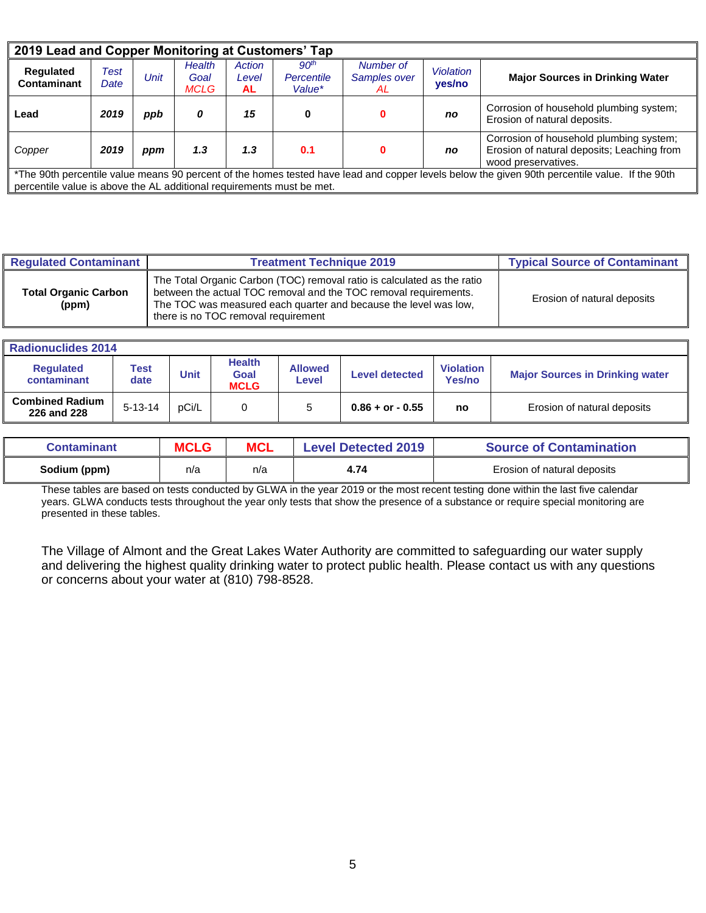## 2019 Lead and Copper Monitoring at Customers' Tap

| Regulated Contaminant | Test Date | Unit | Health Goal MCLG | Action Level AL | 90th Percentile Value* | Number of Samples over AL | Violation yes/no | Major Sources in Drinking Water |
|---|---|---|---|---|---|---|---|---|
| **Lead** | ***2019*** | ***ppb*** | ***0*** | ***15*** | **0** | **0** | ***no*** | Corrosion of household plumbing system; Erosion of natural deposits. |
| *Copper* | ***2019*** | ***ppm*** | ***1.3*** | ***1.3*** | **0.1** | **0** | ***no*** | Corrosion of household plumbing system; Erosion of natural deposits; Leaching from wood preservatives. |

*The 90th percentile value means 90 percent of the homes tested have lead and copper levels below the given 90th percentile value. If the 90th percentile value is above the AL additional requirements must be met.

| Regulated Contaminant | Treatment Technique 2019 | Typical Source of Contaminant |
|---|---|---|
| **Total Organic Carbon (ppm)** | The Total Organic Carbon (TOC) removal ratio is calculated as the ratio between the actual TOC removal and the TOC removal requirements. The TOC was measured each quarter and because the level was low, there is no TOC removal requirement | Erosion of natural deposits |

## Radionuclides 2014

| Regulated contaminant | Test date | Unit | Health Goal MCLG | Allowed Level | Level detected | Violation Yes/no | Major Sources in Drinking water |
|---|---|---|---|---|---|---|---|
| **Combined Radium 226 and 228** | 5-13-14 | pCi/L | 0 | 5 | **0.86 + or - 0.55** | **no** | Erosion of natural deposits |

| Contaminant | MCLG | MCL | Level Detected 2019 | Source of Contamination |
|---|---|---|---|---|
| **Sodium (ppm)** | n/a | n/a | **4.74** | Erosion of natural deposits |

These tables are based on tests conducted by GLWA in the year 2019 or the most recent testing done within the last five calendar years. GLWA conducts tests throughout the year only tests that show the presence of a substance or require special monitoring are presented in these tables.

The Village of Almont and the Great Lakes Water Authority are committed to safeguarding our water supply and delivering the highest quality drinking water to protect public health. Please contact us with any questions or concerns about your water at (810) 798-8528.